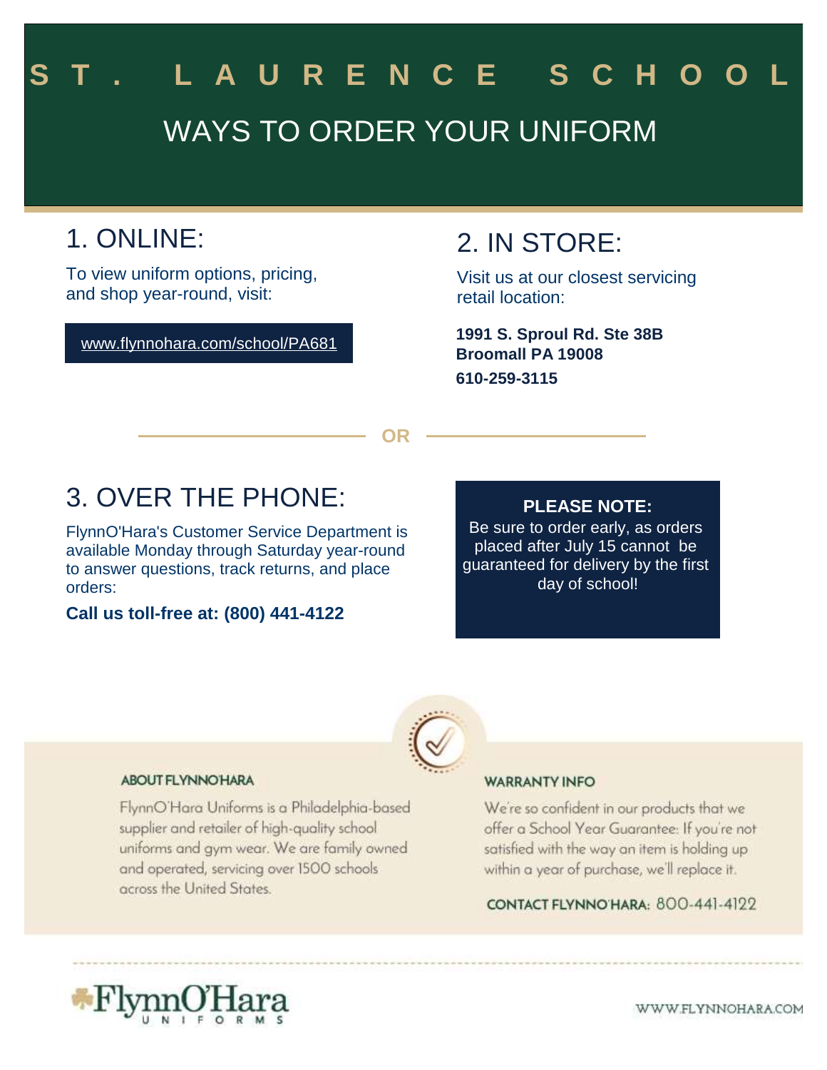# ST. LAURENCE SCHOOL

## WAYS TO ORDER YOUR UNIFORM

## 1. ONLINE:

To view uniform options, pricing, and shop year-round, visit:

www.flynnohara.com/school/PA681

## 2. IN STORE:

Visit us at our closest servicing retail location:

**1991 S. Sproul Rd. Ste 38B**
**Broomall PA 19008**
**610-259-3115**

**OR**

## 3. OVER THE PHONE:

FlynnO'Hara's Customer Service Department is available Monday through Saturday year-round to answer questions, track returns, and place orders:

**Call us toll-free at: (800) 441-4122**

**PLEASE NOTE:**
Be sure to order early, as orders placed after July 15 cannot be guaranteed for delivery by the first day of school!

### ABOUT FLYNNOHARA

FlynnO'Hara Uniforms is a Philadelphia-based supplier and retailer of high-quality school uniforms and gym wear. We are family owned and operated, servicing over 1500 schools across the United States.

### WARRANTY INFO

We're so confident in our products that we offer a School Year Guarantee: If you're not satisfied with the way an item is holding up within a year of purchase, we'll replace it.

**CONTACT FLYNNO'HARA:** 800-441-4122

FlynnO'Hara UNIFORMS

WWW.FLYNNOHARA.COM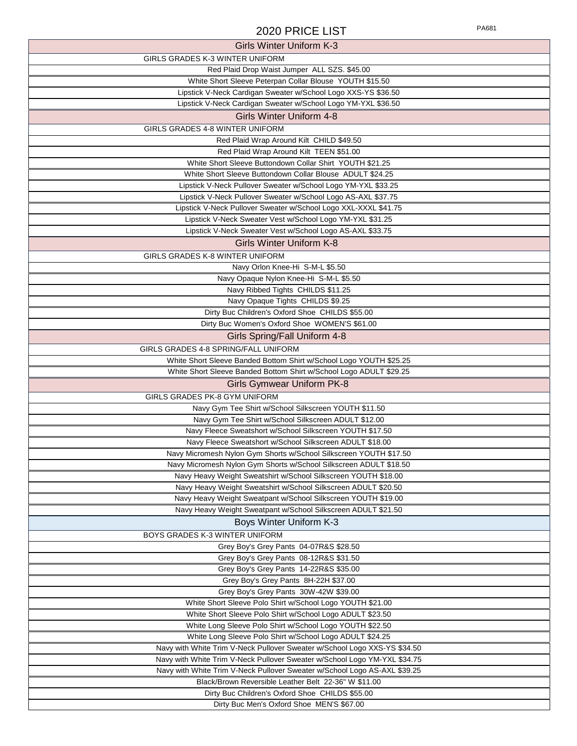# 2020 PRICE LIST

PA681

## Girls Winter Uniform K-3

GIRLS GRADES K-3 WINTER UNIFORM

- Red Plaid Drop Waist Jumper ALL SZS. $45.00
- White Short Sleeve Peterpan Collar Blouse YOUTH $15.50
- Lipstick V-Neck Cardigan Sweater w/School Logo XXS-YS $36.50
- Lipstick V-Neck Cardigan Sweater w/School Logo YM-YXL $36.50

## Girls Winter Uniform 4-8

GIRLS GRADES 4-8 WINTER UNIFORM

- Red Plaid Wrap Around Kilt CHILD $49.50
- Red Plaid Wrap Around Kilt TEEN $51.00
- White Short Sleeve Buttondown Collar Shirt YOUTH $21.25
- White Short Sleeve Buttondown Collar Blouse ADULT $24.25
- Lipstick V-Neck Pullover Sweater w/School Logo YM-YXL $33.25
- Lipstick V-Neck Pullover Sweater w/School Logo AS-AXL $37.75
- Lipstick V-Neck Pullover Sweater w/School Logo XXL-XXXL $41.75
- Lipstick V-Neck Sweater Vest w/School Logo YM-YXL $31.25
- Lipstick V-Neck Sweater Vest w/School Logo AS-AXL $33.75

## Girls Winter Uniform K-8

GIRLS GRADES K-8 WINTER UNIFORM

- Navy Orlon Knee-Hi S-M-L $5.50
- Navy Opaque Nylon Knee-Hi S-M-L $5.50
- Navy Ribbed Tights CHILDS $11.25
- Navy Opaque Tights CHILDS $9.25
- Dirty Buc Children's Oxford Shoe CHILDS $55.00
- Dirty Buc Women's Oxford Shoe WOMEN'S $61.00

## Girls Spring/Fall Uniform 4-8

GIRLS GRADES 4-8 SPRING/FALL UNIFORM

- White Short Sleeve Banded Bottom Shirt w/School Logo YOUTH $25.25
- White Short Sleeve Banded Bottom Shirt w/School Logo ADULT $29.25

## Girls Gymwear Uniform PK-8

GIRLS GRADES PK-8 GYM UNIFORM

- Navy Gym Tee Shirt w/School Silkscreen YOUTH $11.50
- Navy Gym Tee Shirt w/School Silkscreen ADULT $12.00
- Navy Fleece Sweatshort w/School Silkscreen YOUTH $17.50
- Navy Fleece Sweatshort w/School Silkscreen ADULT $18.00
- Navy Micromesh Nylon Gym Shorts w/School Silkscreen YOUTH $17.50
- Navy Micromesh Nylon Gym Shorts w/School Silkscreen ADULT $18.50
- Navy Heavy Weight Sweatshirt w/School Silkscreen YOUTH $18.00
- Navy Heavy Weight Sweatshirt w/School Silkscreen ADULT $20.50
- Navy Heavy Weight Sweatpant w/School Silkscreen YOUTH $19.00
- Navy Heavy Weight Sweatpant w/School Silkscreen ADULT $21.50

## Boys Winter Uniform K-3

BOYS GRADES K-3 WINTER UNIFORM

- Grey Boy's Grey Pants 04-07R&S $28.50
- Grey Boy's Grey Pants 08-12R&S $31.50
- Grey Boy's Grey Pants 14-22R&S $35.00
- Grey Boy's Grey Pants 8H-22H $37.00
- Grey Boy's Grey Pants 30W-42W $39.00
- White Short Sleeve Polo Shirt w/School Logo YOUTH $21.00
- White Short Sleeve Polo Shirt w/School Logo ADULT $23.50
- White Long Sleeve Polo Shirt w/School Logo YOUTH $22.50
- White Long Sleeve Polo Shirt w/School Logo ADULT $24.25
- Navy with White Trim V-Neck Pullover Sweater w/School Logo XXS-YS $34.50
- Navy with White Trim V-Neck Pullover Sweater w/School Logo YM-YXL $34.75
- Navy with White Trim V-Neck Pullover Sweater w/School Logo AS-AXL $39.25
- Black/Brown Reversible Leather Belt 22-36" W $11.00
- Dirty Buc Children's Oxford Shoe CHILDS $55.00
- Dirty Buc Men's Oxford Shoe MEN'S $67.00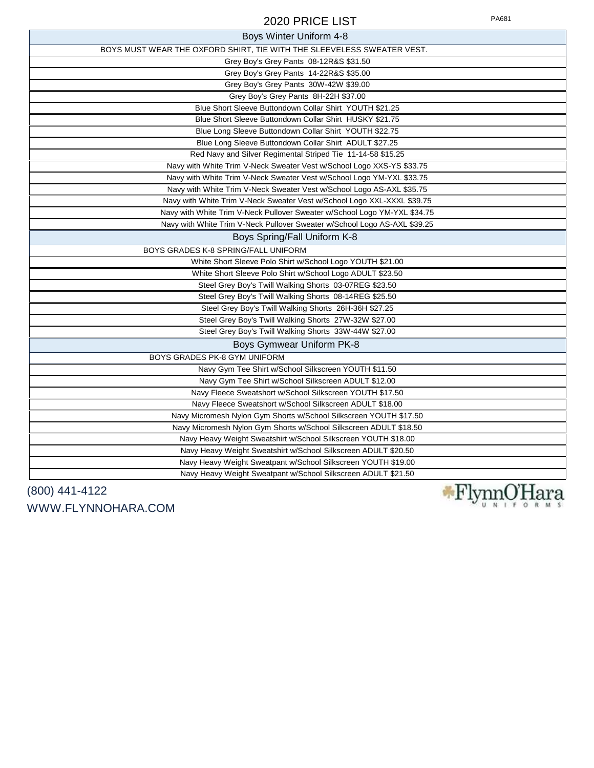# 2020 PRICE LIST

PA681

| Boys Winter Uniform 4-8 |
| --- |
| BOYS MUST WEAR THE OXFORD SHIRT, TIE WITH THE SLEEVELESS SWEATER VEST. |
| Grey Boy's Grey Pants 08-12R&S $31.50 |
| Grey Boy's Grey Pants 14-22R&S $35.00 |
| Grey Boy's Grey Pants 30W-42W $39.00 |
| Grey Boy's Grey Pants 8H-22H $37.00 |
| Blue Short Sleeve Buttondown Collar Shirt YOUTH $21.25 |
| Blue Short Sleeve Buttondown Collar Shirt HUSKY $21.75 |
| Blue Long Sleeve Buttondown Collar Shirt YOUTH $22.75 |
| Blue Long Sleeve Buttondown Collar Shirt ADULT $27.25 |
| Red Navy and Silver Regimental Striped Tie 11-14-58 $15.25 |
| Navy with White Trim V-Neck Sweater Vest w/School Logo XXS-YS $33.75 |
| Navy with White Trim V-Neck Sweater Vest w/School Logo YM-YXL $33.75 |
| Navy with White Trim V-Neck Sweater Vest w/School Logo AS-AXL $35.75 |
| Navy with White Trim V-Neck Sweater Vest w/School Logo XXL-XXXL $39.75 |
| Navy with White Trim V-Neck Pullover Sweater w/School Logo YM-YXL $34.75 |
| Navy with White Trim V-Neck Pullover Sweater w/School Logo AS-AXL $39.25 |

| Boys Spring/Fall Uniform K-8 |
| --- |
| BOYS GRADES K-8 SPRING/FALL UNIFORM |
| White Short Sleeve Polo Shirt w/School Logo YOUTH $21.00 |
| White Short Sleeve Polo Shirt w/School Logo ADULT $23.50 |
| Steel Grey Boy's Twill Walking Shorts 03-07REG $23.50 |
| Steel Grey Boy's Twill Walking Shorts 08-14REG $25.50 |
| Steel Grey Boy's Twill Walking Shorts 26H-36H $27.25 |
| Steel Grey Boy's Twill Walking Shorts 27W-32W $27.00 |
| Steel Grey Boy's Twill Walking Shorts 33W-44W $27.00 |

| Boys Gymwear Uniform PK-8 |
| --- |
| BOYS GRADES PK-8 GYM UNIFORM |
| Navy Gym Tee Shirt w/School Silkscreen YOUTH $11.50 |
| Navy Gym Tee Shirt w/School Silkscreen ADULT $12.00 |
| Navy Fleece Sweatshort w/School Silkscreen YOUTH $17.50 |
| Navy Fleece Sweatshort w/School Silkscreen ADULT $18.00 |
| Navy Micromesh Nylon Gym Shorts w/School Silkscreen YOUTH $17.50 |
| Navy Micromesh Nylon Gym Shorts w/School Silkscreen ADULT $18.50 |
| Navy Heavy Weight Sweatshirt w/School Silkscreen YOUTH $18.00 |
| Navy Heavy Weight Sweatshirt w/School Silkscreen ADULT $20.50 |
| Navy Heavy Weight Sweatpant w/School Silkscreen YOUTH $19.00 |
| Navy Heavy Weight Sweatpant w/School Silkscreen ADULT $21.50 |

(800) 441-4122

WWW.FLYNNOHARA.COM

FlynnO'Hara UNIFORMS